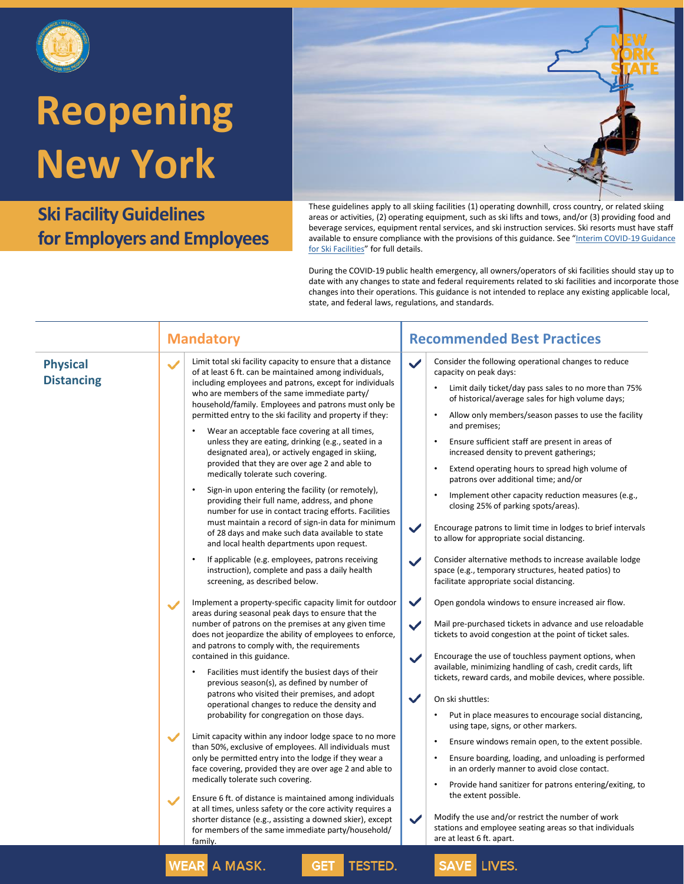# Reopening New York

## Ski Facility Guidelines for Employers and Employees

These guidelines apply to all skiing facilities (1) operating downhill, cross country, or related skiing areas or activities, (2) operating equipment, such as ski lifts and tows, and/or (3) providing food and beverage services, equipment rental services, and ski instruction services. Ski resorts must have staff available to ensure compliance with the provisions of this guidance. See "Interim COVID-19 Guidance for Ski Facilities" for full details.

During the COVID-19 public health emergency, all owners/operators of ski facilities should stay up to date with any changes to state and federal requirements related to ski facilities and incorporate those changes into their operations. This guidance is not intended to replace any existing applicable local, state, and federal laws, regulations, and standards.

| | Mandatory | Recommended Best Practices |
|---|---|---|
| **Physical Distancing** | ✓ Limit total ski facility capacity to ensure that a distance of at least 6 ft. can be maintained among individuals, including employees and patrons, except for individuals who are members of the same immediate party/ household/family. Employees and patrons must only be permitted entry to the ski facility and property if they:<br>• Wear an acceptable face covering at all times, unless they are eating, drinking (e.g., seated in a designated area), or actively engaged in skiing, provided that they are over age 2 and able to medically tolerate such covering.<br>• Sign-in upon entering the facility (or remotely), providing their full name, address, and phone number for use in contact tracing efforts. Facilities must maintain a record of sign-in data for minimum of 28 days and make such data available to state and local health departments upon request.<br>• If applicable (e.g. employees, patrons receiving instruction), complete and pass a daily health screening, as described below.<br><br>✓ Implement a property-specific capacity limit for outdoor areas during seasonal peak days to ensure that the number of patrons on the premises at any given time does not jeopardize the ability of employees to enforce, and patrons to comply with, the requirements contained in this guidance.<br>• Facilities must identify the busiest days of their previous season(s), as defined by number of patrons who visited their premises, and adopt operational changes to reduce the density and probability for congregation on those days.<br><br>✓ Limit capacity within any indoor lodge space to no more than 50%, exclusive of employees. All individuals must only be permitted entry into the lodge if they wear a face covering, provided they are over age 2 and able to medically tolerate such covering.<br><br>✓ Ensure 6 ft. of distance is maintained among individuals at all times, unless safety or the core activity requires a shorter distance (e.g., assisting a downed skier), except for members of the same immediate party/household/ family. | ✓ Consider the following operational changes to reduce capacity on peak days:<br>• Limit daily ticket/day pass sales to no more than 75% of historical/average sales for high volume days;<br>• Allow only members/season passes to use the facility and premises;<br>• Ensure sufficient staff are present in areas of increased density to prevent gatherings;<br>• Extend operating hours to spread high volume of patrons over additional time; and/or<br>• Implement other capacity reduction measures (e.g., closing 25% of parking spots/areas).<br><br>✓ Encourage patrons to limit time in lodges to brief intervals to allow for appropriate social distancing.<br><br>✓ Consider alternative methods to increase available lodge space (e.g., temporary structures, heated patios) to facilitate appropriate social distancing.<br><br>✓ Open gondola windows to ensure increased air flow.<br><br>✓ Mail pre-purchased tickets in advance and use reloadable tickets to avoid congestion at the point of ticket sales.<br><br>✓ Encourage the use of touchless payment options, when available, minimizing handling of cash, credit cards, lift tickets, reward cards, and mobile devices, where possible.<br><br>✓ On ski shuttles:<br>• Put in place measures to encourage social distancing, using tape, signs, or other markers.<br>• Ensure windows remain open, to the extent possible.<br>• Ensure boarding, loading, and unloading is performed in an orderly manner to avoid close contact.<br>• Provide hand sanitizer for patrons entering/exiting, to the extent possible.<br><br>✓ Modify the use and/or restrict the number of work stations and employee seating areas so that individuals are at least 6 ft. apart. |

WEAR A MASK. GET TESTED. SAVE LIVES.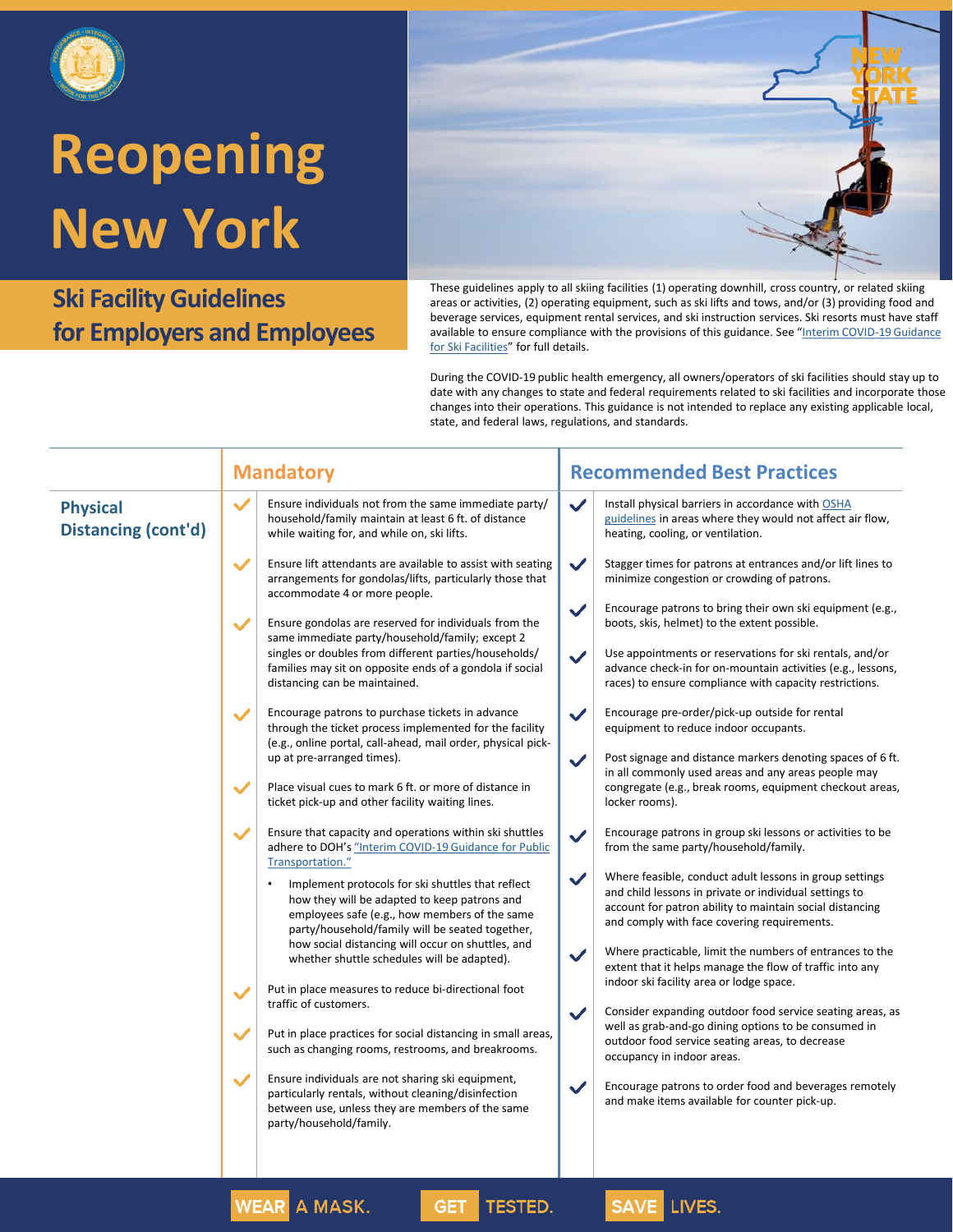# Reopening New York

## Ski Facility Guidelines for Employers and Employees

These guidelines apply to all skiing facilities (1) operating downhill, cross country, or related skiing areas or activities, (2) operating equipment, such as ski lifts and tows, and/or (3) providing food and beverage services, equipment rental services, and ski instruction services. Ski resorts must have staff available to ensure compliance with the provisions of this guidance. See "Interim COVID-19 Guidance for Ski Facilities" for full details.

During the COVID-19 public health emergency, all owners/operators of ski facilities should stay up to date with any changes to state and federal requirements related to ski facilities and incorporate those changes into their operations. This guidance is not intended to replace any existing applicable local, state, and federal laws, regulations, and standards.

## Physical Distancing (cont'd)

### Mandatory

- ✓ Ensure individuals not from the same immediate party/ household/family maintain at least 6 ft. of distance while waiting for, and while on, ski lifts.
- ✓ Ensure lift attendants are available to assist with seating arrangements for gondolas/lifts, particularly those that accommodate 4 or more people.
- ✓ Ensure gondolas are reserved for individuals from the same immediate party/household/family; except 2 singles or doubles from different parties/households/ families may sit on opposite ends of a gondola if social distancing can be maintained.
- ✓ Encourage patrons to purchase tickets in advance through the ticket process implemented for the facility (e.g., online portal, call-ahead, mail order, physical pick-up at pre-arranged times).
- ✓ Place visual cues to mark 6 ft. or more of distance in ticket pick-up and other facility waiting lines.
- ✓ Ensure that capacity and operations within ski shuttles adhere to DOH's "Interim COVID-19 Guidance for Public Transportation."
  - Implement protocols for ski shuttles that reflect how they will be adapted to keep patrons and employees safe (e.g., how members of the same party/household/family will be seated together, how social distancing will occur on shuttles, and whether shuttle schedules will be adapted).
- ✓ Put in place measures to reduce bi-directional foot traffic of customers.
- ✓ Put in place practices for social distancing in small areas, such as changing rooms, restrooms, and breakrooms.
- ✓ Ensure individuals are not sharing ski equipment, particularly rentals, without cleaning/disinfection between use, unless they are members of the same party/household/family.

### Recommended Best Practices

- ✓ Install physical barriers in accordance with OSHA guidelines in areas where they would not affect air flow, heating, cooling, or ventilation.
- ✓ Stagger times for patrons at entrances and/or lift lines to minimize congestion or crowding of patrons.
- ✓ Encourage patrons to bring their own ski equipment (e.g., boots, skis, helmet) to the extent possible.
- ✓ Use appointments or reservations for ski rentals, and/or advance check-in for on-mountain activities (e.g., lessons, races) to ensure compliance with capacity restrictions.
- ✓ Encourage pre-order/pick-up outside for rental equipment to reduce indoor occupants.
- ✓ Post signage and distance markers denoting spaces of 6 ft. in all commonly used areas and any areas people may congregate (e.g., break rooms, equipment checkout areas, locker rooms).
- ✓ Encourage patrons in group ski lessons or activities to be from the same party/household/family.
- ✓ Where feasible, conduct adult lessons in group settings and child lessons in private or individual settings to account for patron ability to maintain social distancing and comply with face covering requirements.
- ✓ Where practicable, limit the numbers of entrances to the extent that it helps manage the flow of traffic into any indoor ski facility area or lodge space.
- ✓ Consider expanding outdoor food service seating areas, as well as grab-and-go dining options to be consumed in outdoor food service seating areas, to decrease occupancy in indoor areas.
- ✓ Encourage patrons to order food and beverages remotely and make items available for counter pick-up.

WEAR A MASK. GET TESTED. SAVE LIVES.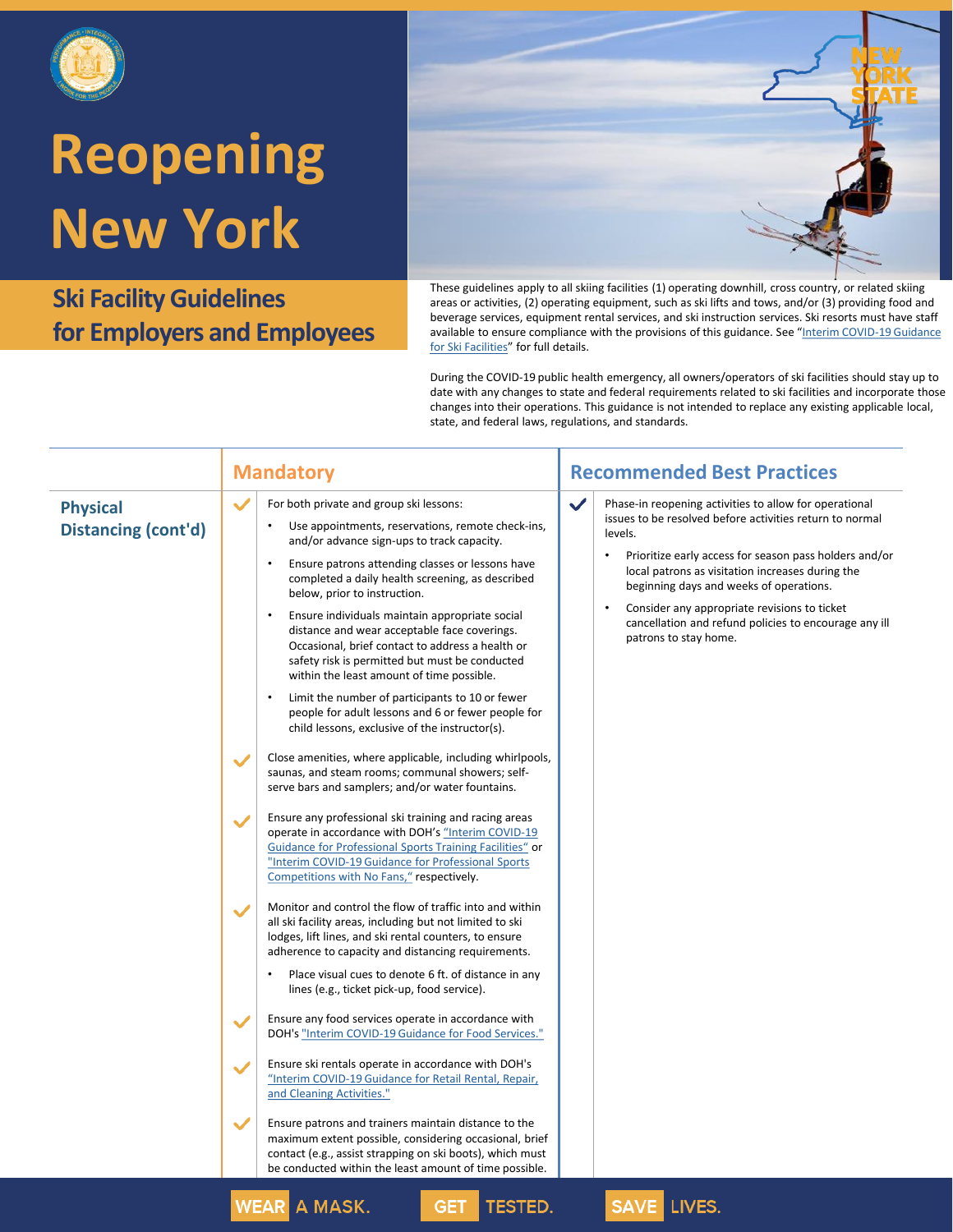# Reopening New York

## Ski Facility Guidelines for Employers and Employees

These guidelines apply to all skiing facilities (1) operating downhill, cross country, or related skiing areas or activities, (2) operating equipment, such as ski lifts and tows, and/or (3) providing food and beverage services, equipment rental services, and ski instruction services. Ski resorts must have staff available to ensure compliance with the provisions of this guidance. See "Interim COVID-19 Guidance for Ski Facilities" for full details.

During the COVID-19 public health emergency, all owners/operators of ski facilities should stay up to date with any changes to state and federal requirements related to ski facilities and incorporate those changes into their operations. This guidance is not intended to replace any existing applicable local, state, and federal laws, regulations, and standards.

| | Mandatory | Recommended Best Practices |
|---|---|---|
| **Physical Distancing (cont'd)** | ✓ For both private and group ski lessons:<br>• Use appointments, reservations, remote check-ins, and/or advance sign-ups to track capacity.<br>• Ensure patrons attending classes or lessons have completed a daily health screening, as described below, prior to instruction.<br>• Ensure individuals maintain appropriate social distance and wear acceptable face coverings. Occasional, brief contact to address a health or safety risk is permitted but must be conducted within the least amount of time possible.<br>• Limit the number of participants to 10 or fewer people for adult lessons and 6 or fewer people for child lessons, exclusive of the instructor(s).<br><br>✓ Close amenities, where applicable, including whirlpools, saunas, and steam rooms; communal showers; self-serve bars and samplers; and/or water fountains.<br><br>✓ Ensure any professional ski training and racing areas operate in accordance with DOH's "Interim COVID-19 Guidance for Professional Sports Training Facilities" or "Interim COVID-19 Guidance for Professional Sports Competitions with No Fans," respectively.<br><br>✓ Monitor and control the flow of traffic into and within all ski facility areas, including but not limited to ski lodges, lift lines, and ski rental counters, to ensure adherence to capacity and distancing requirements.<br>• Place visual cues to denote 6 ft. of distance in any lines (e.g., ticket pick-up, food service).<br><br>✓ Ensure any food services operate in accordance with DOH's "Interim COVID-19 Guidance for Food Services."<br><br>✓ Ensure ski rentals operate in accordance with DOH's "Interim COVID-19 Guidance for Retail Rental, Repair, and Cleaning Activities."<br><br>✓ Ensure patrons and trainers maintain distance to the maximum extent possible, considering occasional, brief contact (e.g., assist strapping on ski boots), which must be conducted within the least amount of time possible. | ✓ Phase-in reopening activities to allow for operational issues to be resolved before activities return to normal levels.<br>• Prioritize early access for season pass holders and/or local patrons as visitation increases during the beginning days and weeks of operations.<br>• Consider any appropriate revisions to ticket cancellation and refund policies to encourage any ill patrons to stay home. |

WEAR A MASK. GET TESTED. SAVE LIVES.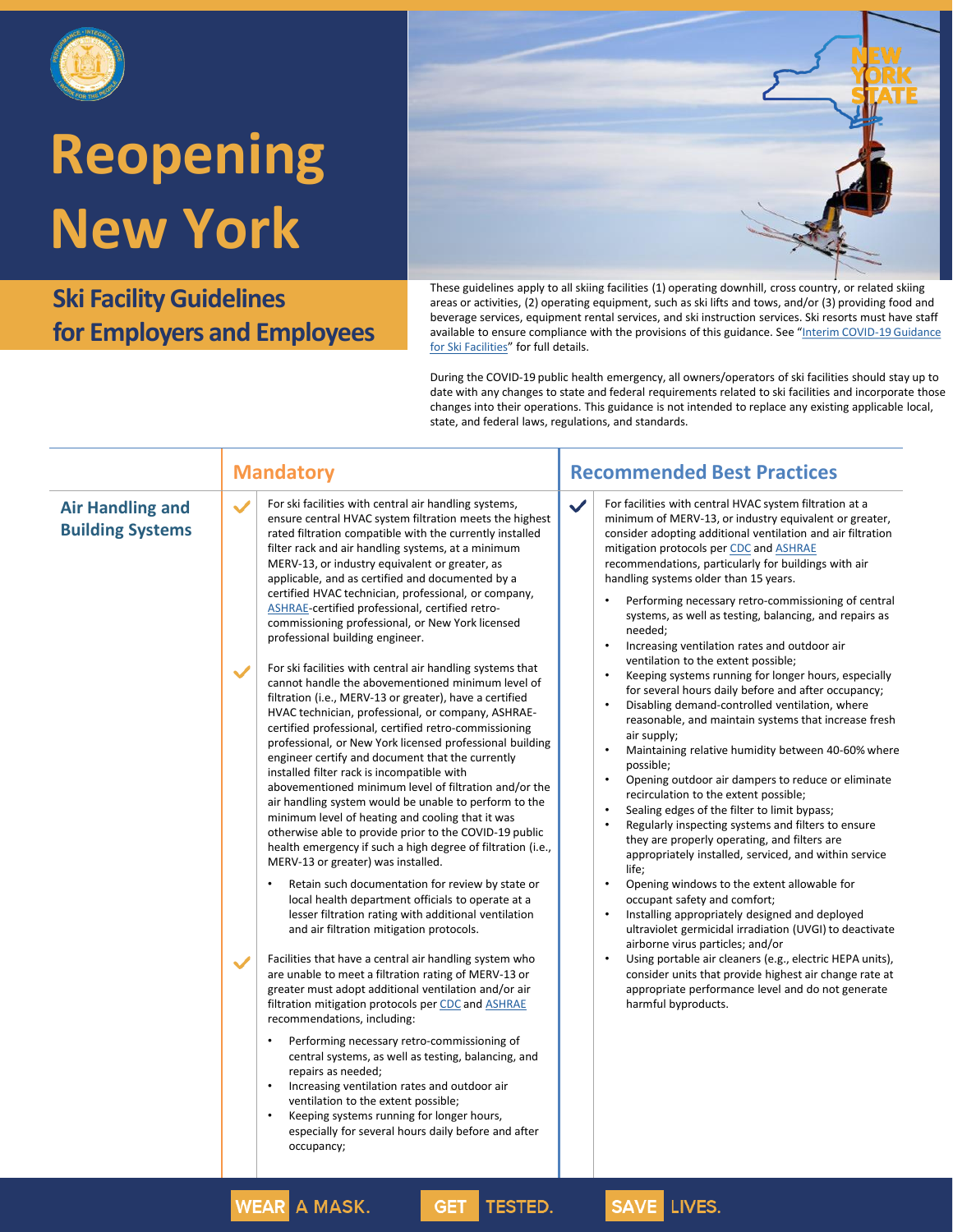# Reopening New York

## Ski Facility Guidelines for Employers and Employees

These guidelines apply to all skiing facilities (1) operating downhill, cross country, or related skiing areas or activities, (2) operating equipment, such as ski lifts and tows, and/or (3) providing food and beverage services, equipment rental services, and ski instruction services. Ski resorts must have staff available to ensure compliance with the provisions of this guidance. See "Interim COVID-19 Guidance for Ski Facilities" for full details.

During the COVID-19 public health emergency, all owners/operators of ski facilities should stay up to date with any changes to state and federal requirements related to ski facilities and incorporate those changes into their operations. This guidance is not intended to replace any existing applicable local, state, and federal laws, regulations, and standards.

### Air Handling and Building Systems

#### Mandatory

- For ski facilities with central air handling systems, ensure central HVAC system filtration meets the highest rated filtration compatible with the currently installed filter rack and air handling systems, at a minimum MERV-13, or industry equivalent or greater, as applicable, and as certified and documented by a certified HVAC technician, professional, or company, ASHRAE-certified professional, certified retro-commissioning professional, or New York licensed professional building engineer.

- For ski facilities with central air handling systems that cannot handle the abovementioned minimum level of filtration (i.e., MERV-13 or greater), have a certified HVAC technician, professional, or company, ASHRAE-certified professional, certified retro-commissioning professional, or New York licensed professional building engineer certify and document that the currently installed filter rack is incompatible with abovementioned minimum level of filtration and/or the air handling system would be unable to perform to the minimum level of heating and cooling that it was otherwise able to provide prior to the COVID-19 public health emergency if such a high degree of filtration (i.e., MERV-13 or greater) was installed.
  - Retain such documentation for review by state or local health department officials to operate at a lesser filtration rating with additional ventilation and air filtration mitigation protocols.

- Facilities that have a central air handling system who are unable to meet a filtration rating of MERV-13 or greater must adopt additional ventilation and/or air filtration mitigation protocols per CDC and ASHRAE recommendations, including:
  - Performing necessary retro-commissioning of central systems, as well as testing, balancing, and repairs as needed;
  - Increasing ventilation rates and outdoor air ventilation to the extent possible;
  - Keeping systems running for longer hours, especially for several hours daily before and after occupancy;

#### Recommended Best Practices

- For facilities with central HVAC system filtration at a minimum of MERV-13, or industry equivalent or greater, consider adopting additional ventilation and air filtration mitigation protocols per CDC and ASHRAE recommendations, particularly for buildings with air handling systems older than 15 years.
  - Performing necessary retro-commissioning of central systems, as well as testing, balancing, and repairs as needed;
  - Increasing ventilation rates and outdoor air ventilation to the extent possible;
  - Keeping systems running for longer hours, especially for several hours daily before and after occupancy;
  - Disabling demand-controlled ventilation, where reasonable, and maintain systems that increase fresh air supply;
  - Maintaining relative humidity between 40-60% where possible;
  - Opening outdoor air dampers to reduce or eliminate recirculation to the extent possible;
  - Sealing edges of the filter to limit bypass;
  - Regularly inspecting systems and filters to ensure they are properly operating, and filters are appropriately installed, serviced, and within service life;
  - Opening windows to the extent allowable for occupant safety and comfort;
  - Installing appropriately designed and deployed ultraviolet germicidal irradiation (UVGI) to deactivate airborne virus particles; and/or
  - Using portable air cleaners (e.g., electric HEPA units), consider units that provide highest air change rate at appropriate performance level and do not generate harmful byproducts.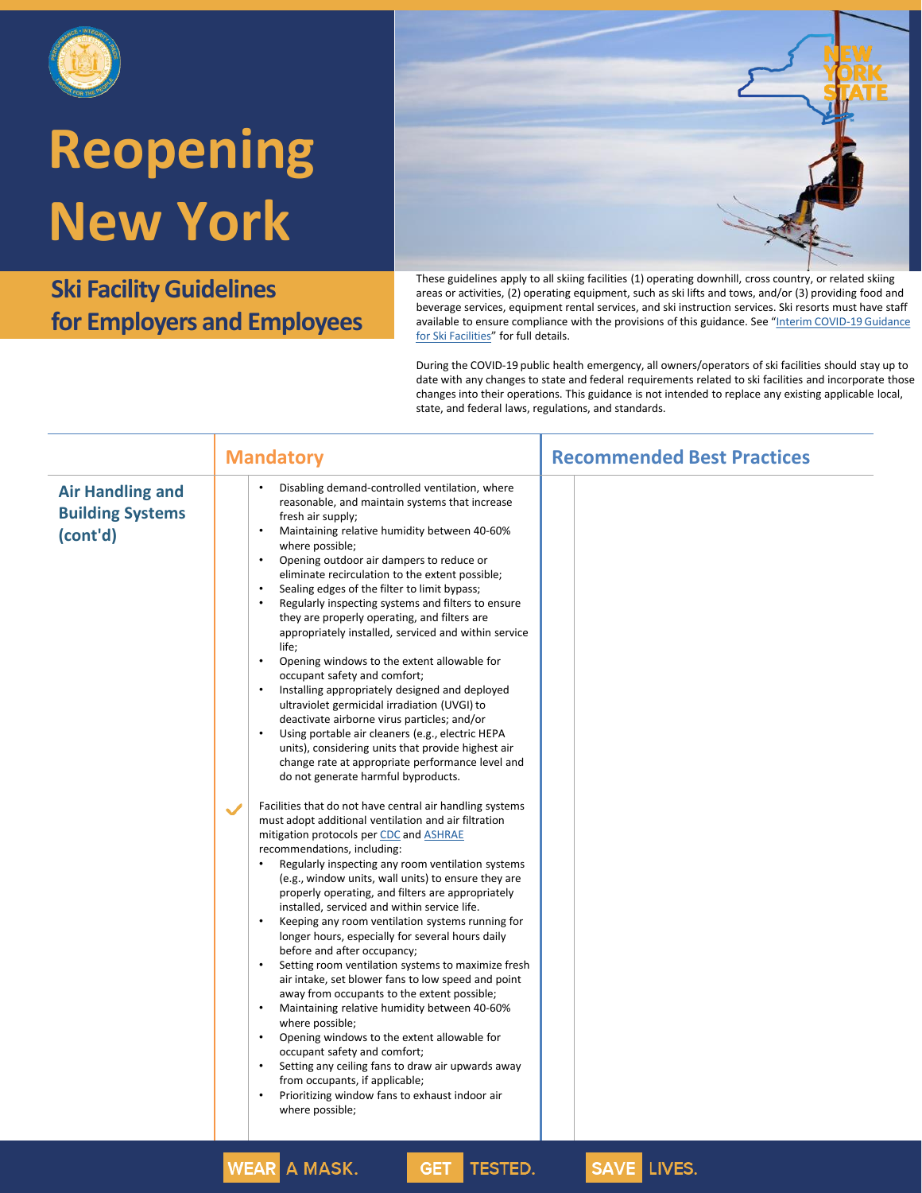# Reopening New York

## Ski Facility Guidelines for Employers and Employees

These guidelines apply to all skiing facilities (1) operating downhill, cross country, or related skiing areas or activities, (2) operating equipment, such as ski lifts and tows, and/or (3) providing food and beverage services, equipment rental services, and ski instruction services. Ski resorts must have staff available to ensure compliance with the provisions of this guidance. See "Interim COVID-19 Guidance for Ski Facilities" for full details.

During the COVID-19 public health emergency, all owners/operators of ski facilities should stay up to date with any changes to state and federal requirements related to ski facilities and incorporate those changes into their operations. This guidance is not intended to replace any existing applicable local, state, and federal laws, regulations, and standards.

| | Mandatory | Recommended Best Practices |
|---|---|---|
| **Air Handling and Building Systems (cont'd)** | • Disabling demand-controlled ventilation, where reasonable, and maintain systems that increase fresh air supply;<br>• Maintaining relative humidity between 40-60% where possible;<br>• Opening outdoor air dampers to reduce or eliminate recirculation to the extent possible;<br>• Sealing edges of the filter to limit bypass;<br>• Regularly inspecting systems and filters to ensure they are properly operating, and filters are appropriately installed, serviced and within service life;<br>• Opening windows to the extent allowable for occupant safety and comfort;<br>• Installing appropriately designed and deployed ultraviolet germicidal irradiation (UVGI) to deactivate airborne virus particles; and/or<br>• Using portable air cleaners (e.g., electric HEPA units), considering units that provide highest air change rate at appropriate performance level and do not generate harmful byproducts.<br><br>✓ Facilities that do not have central air handling systems must adopt additional ventilation and air filtration mitigation protocols per CDC and ASHRAE recommendations, including:<br>• Regularly inspecting any room ventilation systems (e.g., window units, wall units) to ensure they are properly operating, and filters are appropriately installed, serviced and within service life.<br>• Keeping any room ventilation systems running for longer hours, especially for several hours daily before and after occupancy;<br>• Setting room ventilation systems to maximize fresh air intake, set blower fans to low speed and point away from occupants to the extent possible;<br>• Maintaining relative humidity between 40-60% where possible;<br>• Opening windows to the extent allowable for occupant safety and comfort;<br>• Setting any ceiling fans to draw air upwards away from occupants, if applicable;<br>• Prioritizing window fans to exhaust indoor air where possible; | |

WEAR A MASK. GET TESTED. SAVE LIVES.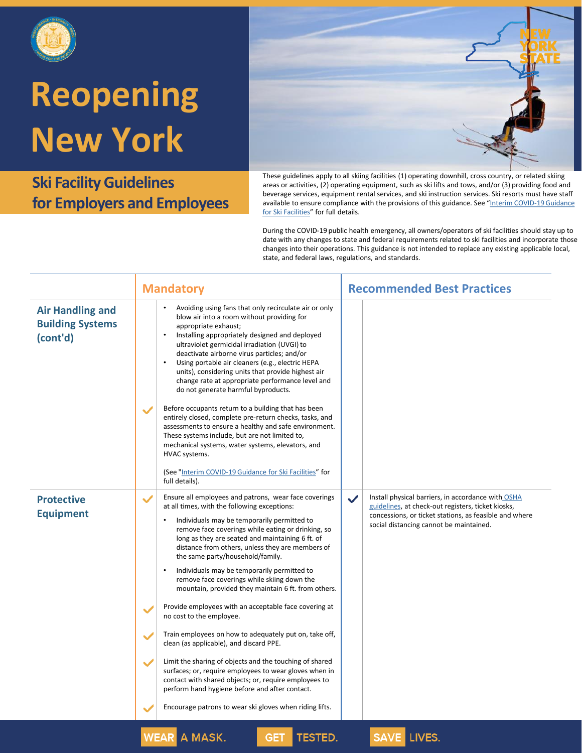# Reopening New York

## Ski Facility Guidelines for Employers and Employees

These guidelines apply to all skiing facilities (1) operating downhill, cross country, or related skiing areas or activities, (2) operating equipment, such as ski lifts and tows, and/or (3) providing food and beverage services, equipment rental services, and ski instruction services. Ski resorts must have staff available to ensure compliance with the provisions of this guidance. See "Interim COVID-19 Guidance for Ski Facilities" for full details.

During the COVID-19 public health emergency, all owners/operators of ski facilities should stay up to date with any changes to state and federal requirements related to ski facilities and incorporate those changes into their operations. This guidance is not intended to replace any existing applicable local, state, and federal laws, regulations, and standards.

| | Mandatory | Recommended Best Practices |
|---|---|---|
| **Air Handling and Building Systems (cont'd)** | • Avoiding using fans that only recirculate air or only blow air into a room without providing for appropriate exhaust;<br>• Installing appropriately designed and deployed ultraviolet germicidal irradiation (UVGI) to deactivate airborne virus particles; and/or<br>• Using portable air cleaners (e.g., electric HEPA units), considering units that provide highest air change rate at appropriate performance level and do not generate harmful byproducts.<br><br>✓ Before occupants return to a building that has been entirely closed, complete pre-return checks, tasks, and assessments to ensure a healthy and safe environment. These systems include, but are not limited to, mechanical systems, water systems, elevators, and HVAC systems.<br><br>(See "Interim COVID-19 Guidance for Ski Facilities" for full details). | |
| **Protective Equipment** | ✓ Ensure all employees and patrons, wear face coverings at all times, with the following exceptions:<br>• Individuals may be temporarily permitted to remove face coverings while eating or drinking, so long as they are seated and maintaining 6 ft. of distance from others, unless they are members of the same party/household/family.<br>• Individuals may be temporarily permitted to remove face coverings while skiing down the mountain, provided they maintain 6 ft. from others.<br><br>✓ Provide employees with an acceptable face covering at no cost to the employee.<br><br>✓ Train employees on how to adequately put on, take off, clean (as applicable), and discard PPE.<br><br>✓ Limit the sharing of objects and the touching of shared surfaces; or, require employees to wear gloves when in contact with shared objects; or, require employees to perform hand hygiene before and after contact.<br><br>✓ Encourage patrons to wear ski gloves when riding lifts. | ✓ Install physical barriers, in accordance with OSHA guidelines, at check-out registers, ticket kiosks, concessions, or ticket stations, as feasible and where social distancing cannot be maintained. |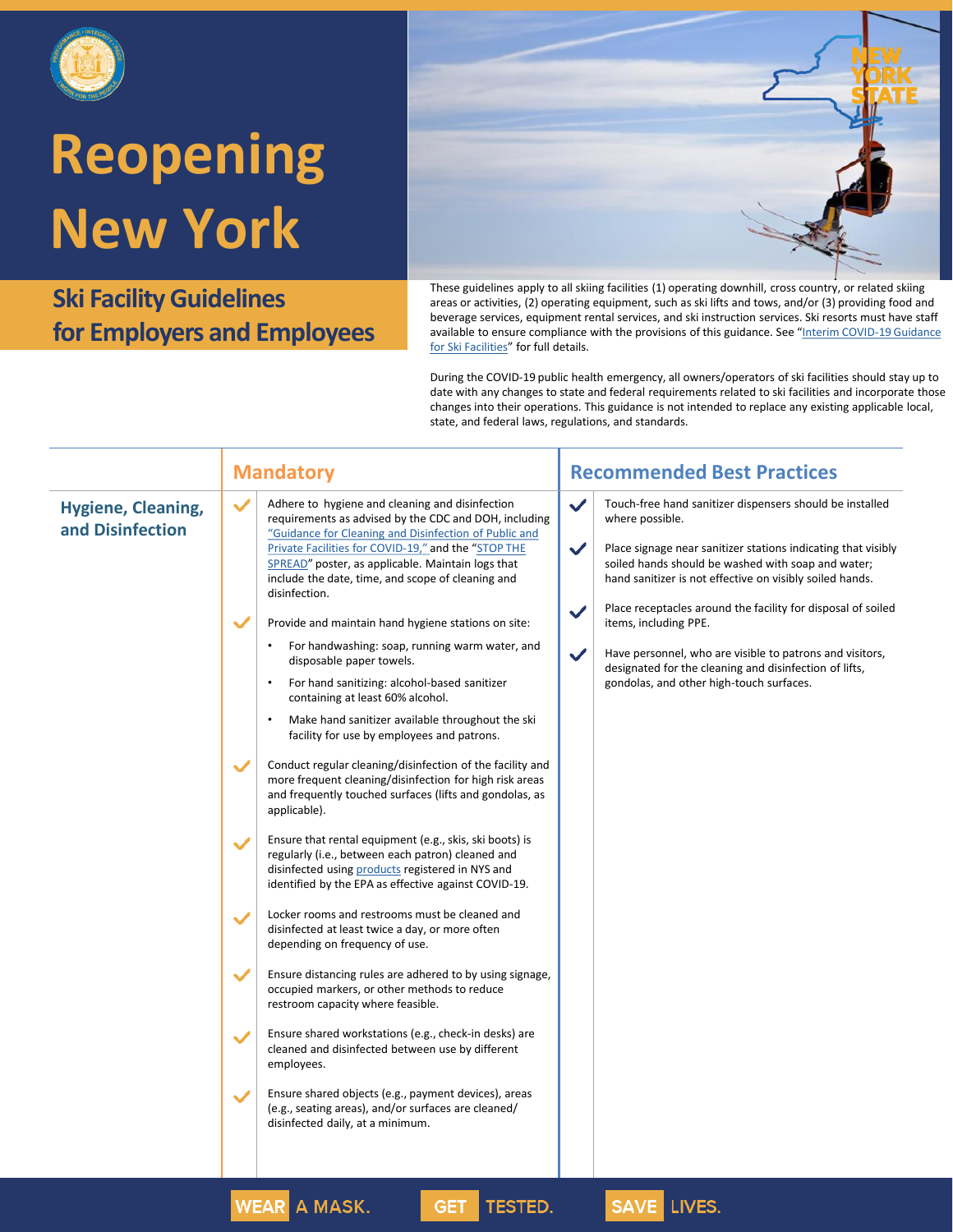# Reopening New York

## Ski Facility Guidelines for Employers and Employees

These guidelines apply to all skiing facilities (1) operating downhill, cross country, or related skiing areas or activities, (2) operating equipment, such as ski lifts and tows, and/or (3) providing food and beverage services, equipment rental services, and ski instruction services. Ski resorts must have staff available to ensure compliance with the provisions of this guidance. See "Interim COVID-19 Guidance for Ski Facilities" for full details.

During the COVID-19 public health emergency, all owners/operators of ski facilities should stay up to date with any changes to state and federal requirements related to ski facilities and incorporate those changes into their operations. This guidance is not intended to replace any existing applicable local, state, and federal laws, regulations, and standards.

| | Mandatory | Recommended Best Practices |
|---|---|---|
| **Hygiene, Cleaning, and Disinfection** | ✓ Adhere to hygiene and cleaning and disinfection requirements as advised by the CDC and DOH, including "Guidance for Cleaning and Disinfection of Public and Private Facilities for COVID-19," and the "STOP THE SPREAD" poster, as applicable. Maintain logs that include the date, time, and scope of cleaning and disinfection.<br><br>✓ Provide and maintain hand hygiene stations on site:<br>• For handwashing: soap, running warm water, and disposable paper towels.<br>• For hand sanitizing: alcohol-based sanitizer containing at least 60% alcohol.<br>• Make hand sanitizer available throughout the ski facility for use by employees and patrons.<br><br>✓ Conduct regular cleaning/disinfection of the facility and more frequent cleaning/disinfection for high risk areas and frequently touched surfaces (lifts and gondolas, as applicable).<br><br>✓ Ensure that rental equipment (e.g., skis, ski boots) is regularly (i.e., between each patron) cleaned and disinfected using products registered in NYS and identified by the EPA as effective against COVID-19.<br><br>✓ Locker rooms and restrooms must be cleaned and disinfected at least twice a day, or more often depending on frequency of use.<br><br>✓ Ensure distancing rules are adhered to by using signage, occupied markers, or other methods to reduce restroom capacity where feasible.<br><br>✓ Ensure shared workstations (e.g., check-in desks) are cleaned and disinfected between use by different employees.<br><br>✓ Ensure shared objects (e.g., payment devices), areas (e.g., seating areas), and/or surfaces are cleaned/ disinfected daily, at a minimum. | ✓ Touch-free hand sanitizer dispensers should be installed where possible.<br><br>✓ Place signage near sanitizer stations indicating that visibly soiled hands should be washed with soap and water; hand sanitizer is not effective on visibly soiled hands.<br><br>✓ Place receptacles around the facility for disposal of soiled items, including PPE.<br><br>✓ Have personnel, who are visible to patrons and visitors, designated for the cleaning and disinfection of lifts, gondolas, and other high-touch surfaces. |

WEAR A MASK. GET TESTED. SAVE LIVES.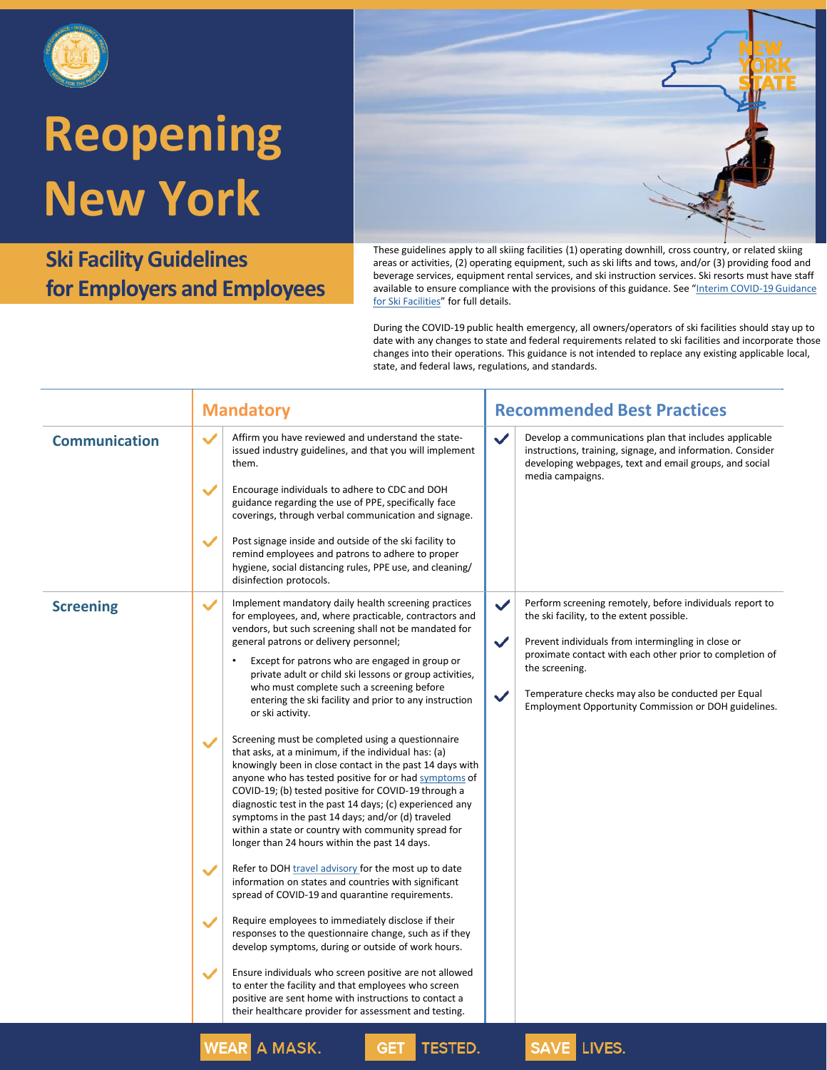# Reopening New York

## Ski Facility Guidelines for Employers and Employees

These guidelines apply to all skiing facilities (1) operating downhill, cross country, or related skiing areas or activities, (2) operating equipment, such as ski lifts and tows, and/or (3) providing food and beverage services, equipment rental services, and ski instruction services. Ski resorts must have staff available to ensure compliance with the provisions of this guidance. See "Interim COVID-19 Guidance for Ski Facilities" for full details.

During the COVID-19 public health emergency, all owners/operators of ski facilities should stay up to date with any changes to state and federal requirements related to ski facilities and incorporate those changes into their operations. This guidance is not intended to replace any existing applicable local, state, and federal laws, regulations, and standards.

| | Mandatory | Recommended Best Practices |
|---|---|---|
| **Communication** | ✓ Affirm you have reviewed and understand the state-issued industry guidelines, and that you will implement them.<br><br>✓ Encourage individuals to adhere to CDC and DOH guidance regarding the use of PPE, specifically face coverings, through verbal communication and signage.<br><br>✓ Post signage inside and outside of the ski facility to remind employees and patrons to adhere to proper hygiene, social distancing rules, PPE use, and cleaning/ disinfection protocols. | ✓ Develop a communications plan that includes applicable instructions, training, signage, and information. Consider developing webpages, text and email groups, and social media campaigns. |
| **Screening** | ✓ Implement mandatory daily health screening practices for employees, and, where practicable, contractors and vendors, but such screening shall not be mandated for general patrons or delivery personnel;<br>• Except for patrons who are engaged in group or private adult or child ski lessons or group activities, who must complete such a screening before entering the ski facility and prior to any instruction or ski activity.<br><br>✓ Screening must be completed using a questionnaire that asks, at a minimum, if the individual has: (a) knowingly been in close contact in the past 14 days with anyone who has tested positive for or had symptoms of COVID-19; (b) tested positive for COVID-19 through a diagnostic test in the past 14 days; (c) experienced any symptoms in the past 14 days; and/or (d) traveled within a state or country with community spread for longer than 24 hours within the past 14 days.<br><br>✓ Refer to DOH travel advisory for the most up to date information on states and countries with significant spread of COVID-19 and quarantine requirements.<br><br>✓ Require employees to immediately disclose if their responses to the questionnaire change, such as if they develop symptoms, during or outside of work hours.<br><br>✓ Ensure individuals who screen positive are not allowed to enter the facility and that employees who screen positive are sent home with instructions to contact a their healthcare provider for assessment and testing. | ✓ Perform screening remotely, before individuals report to the ski facility, to the extent possible.<br><br>✓ Prevent individuals from intermingling in close or proximate contact with each other prior to completion of the screening.<br><br>✓ Temperature checks may also be conducted per Equal Employment Opportunity Commission or DOH guidelines. |

WEAR A MASK. GET TESTED. SAVE LIVES.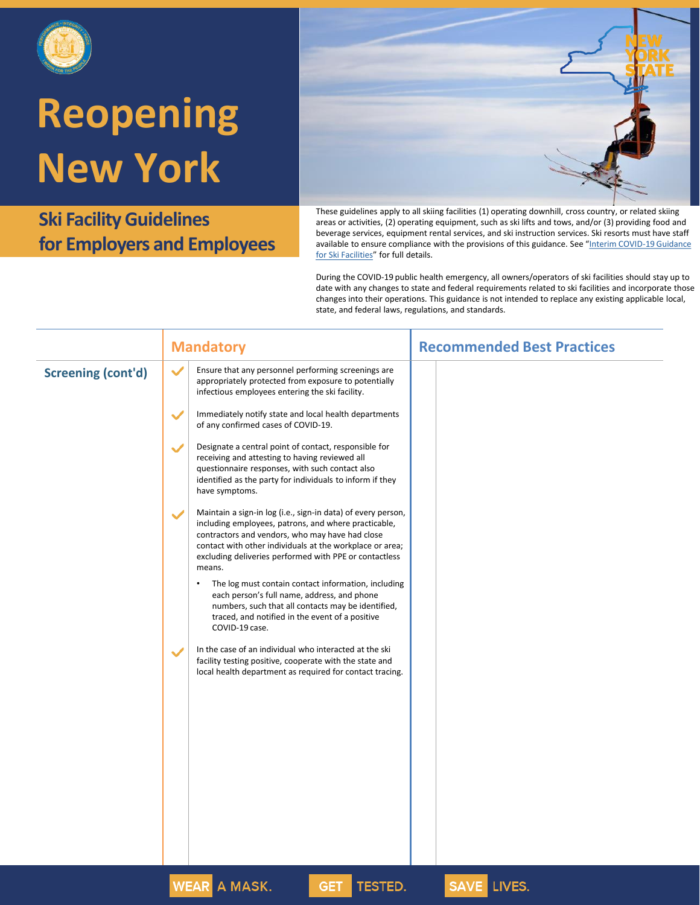# Reopening New York

## Ski Facility Guidelines for Employers and Employees

These guidelines apply to all skiing facilities (1) operating downhill, cross country, or related skiing areas or activities, (2) operating equipment, such as ski lifts and tows, and/or (3) providing food and beverage services, equipment rental services, and ski instruction services. Ski resorts must have staff available to ensure compliance with the provisions of this guidance. See "Interim COVID-19 Guidance for Ski Facilities" for full details.

During the COVID-19 public health emergency, all owners/operators of ski facilities should stay up to date with any changes to state and federal requirements related to ski facilities and incorporate those changes into their operations. This guidance is not intended to replace any existing applicable local, state, and federal laws, regulations, and standards.

| | Mandatory | Recommended Best Practices |
|---|---|---|
| **Screening (cont'd)** | ✓ Ensure that any personnel performing screenings are appropriately protected from exposure to potentially infectious employees entering the ski facility.<br><br>✓ Immediately notify state and local health departments of any confirmed cases of COVID-19.<br><br>✓ Designate a central point of contact, responsible for receiving and attesting to having reviewed all questionnaire responses, with such contact also identified as the party for individuals to inform if they have symptoms.<br><br>✓ Maintain a sign-in log (i.e., sign-in data) of every person, including employees, patrons, and where practicable, contractors and vendors, who may have had close contact with other individuals at the workplace or area; excluding deliveries performed with PPE or contactless means.<br>• The log must contain contact information, including each person's full name, address, and phone numbers, such that all contacts may be identified, traced, and notified in the event of a positive COVID-19 case.<br><br>✓ In the case of an individual who interacted at the ski facility testing positive, cooperate with the state and local health department as required for contact tracing. | |

WEAR A MASK. GET TESTED. SAVE LIVES.